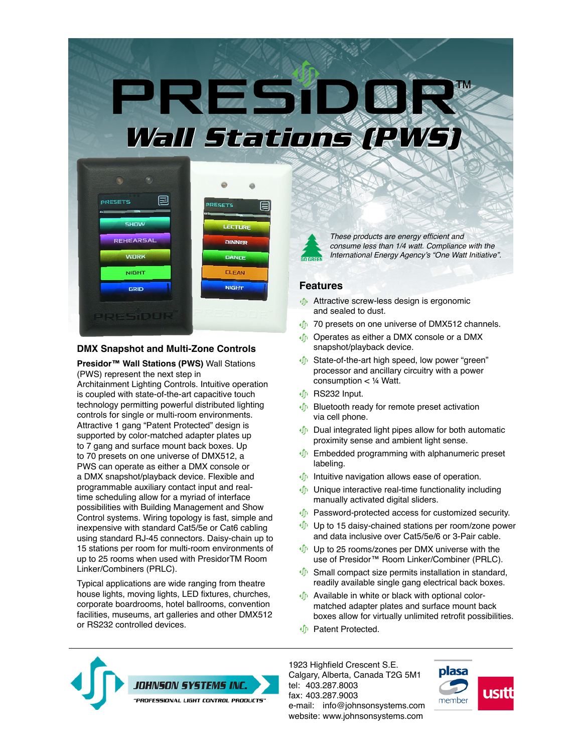# PRESIDOR™

## Wall Stations (PWS)

*These products are energy efficient and consume less than 1/4 watt. Compliance with the International Energy Agency's "One Watt Initiative".*

### DMX Snapshot and Multi-Zone Controls

**Presidor™ Wall Stations (PWS)** Wall Stations (PWS) represent the next step in Architainment Lighting Controls. Intuitive operation is coupled with state-of-the-art capacitive touch technology permitting powerful distributed lighting controls for single or multi-room environments. Attractive 1 gang "Patent Protected" design is supported by color-matched adapter plates up to 7 gang and surface mount back boxes. Up to 70 presets on one universe of DMX512, a PWS can operate as either a DMX console or a DMX snapshot/playback device. Flexible and programmable auxiliary contact input and real-time scheduling allow for a myriad of interface possibilities with Building Management and Show Control systems. Wiring topology is fast, simple and inexpensive with standard Cat5/5e or Cat6 cabling using standard RJ-45 connectors. Daisy-chain up to 15 stations per room for multi-room environments of up to 25 rooms when used with PresidorTM Room Linker/Combiners (PRLC).

Typical applications are wide ranging from theatre house lights, moving lights, LED fixtures, churches, corporate boardrooms, hotel ballrooms, convention facilities, museums, art galleries and other DMX512 or RS232 controlled devices.

### Features

- Attractive screw-less design is ergonomic and sealed to dust.
- 70 presets on one universe of DMX512 channels.
- Operates as either a DMX console or a DMX snapshot/playback device.
- State-of-the-art high speed, low power "green" processor and ancillary circuitry with a power consumption < ¼ Watt.
- RS232 Input.
- Bluetooth ready for remote preset activation via cell phone.
- Dual integrated light pipes allow for both automatic proximity sense and ambient light sense.
- Embedded programming with alphanumeric preset labeling.
- Intuitive navigation allows ease of operation.
- Unique interactive real-time functionality including manually activated digital sliders.
- Password-protected access for customized security.
- Up to 15 daisy-chained stations per room/zone power and data inclusive over Cat5/5e/6 or 3-Pair cable.
- Up to 25 rooms/zones per DMX universe with the use of Presidor™ Room Linker/Combiner (PRLC).
- Small compact size permits installation in standard, readily available single gang electrical back boxes.
- Available in white or black with optional color-matched adapter plates and surface mount back boxes allow for virtually unlimited retrofit possibilities.
- Patent Protected.

---

**JOHNSON SYSTEMS INC.**
"PROFESSIONAL LIGHT CONTROL PRODUCTS"

1923 Highfield Crescent S.E.
Calgary, Alberta, Canada T2G 5M1
tel: 403.287.8003
fax: 403.287.9003
e-mail: info@johnsonsystems.com
website: www.johnsonsystems.com

plasa member | usitt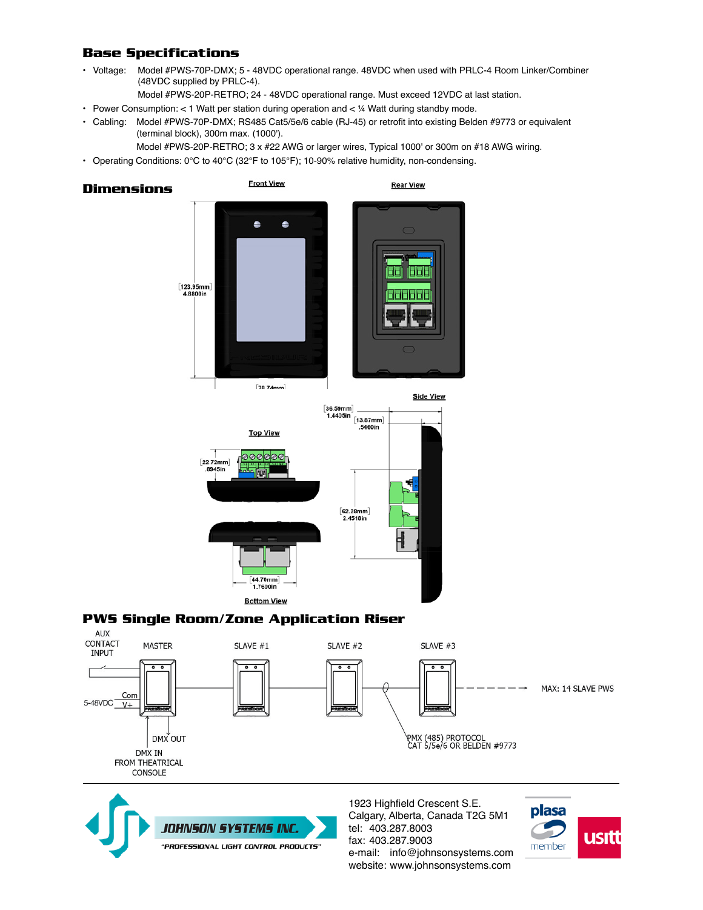## Base Specifications

- Voltage: Model #PWS-70P-DMX; 5 - 48VDC operational range. 48VDC when used with PRLC-4 Room Linker/Combiner (48VDC supplied by PRLC-4).
  Model #PWS-20P-RETRO; 24 - 48VDC operational range. Must exceed 12VDC at last station.
- Power Consumption: < 1 Watt per station during operation and < ¼ Watt during standby mode.
- Cabling: Model #PWS-70P-DMX; RS485 Cat5/5e/6 cable (RJ-45) or retrofit into existing Belden #9773 or equivalent (terminal block), 300m max. (1000').
  Model #PWS-20P-RETRO; 3 x #22 AWG or larger wires, Typical 1000' or 300m on #18 AWG wiring.
- Operating Conditions: 0°C to 40°C (32°F to 105°F); 10-90% relative humidity, non-condensing.

## Dimensions

Front View

Rear View

[123.95mm] 4.8800in

[78.74mm]

Side View

[36.59mm] 1.4405in

[13.87mm] .5460in

Top View

[22.72mm] .8945in

[62.28mm] 2.4518in

[44.70mm] 1.7600in

Bottom View

## PWS Single Room/Zone Application Riser

AUX CONTACT INPUT

MASTER

SLAVE #1

SLAVE #2

SLAVE #3

MAX: 14 SLAVE PWS

5-48VDC

Com

V+

DMX OUT

DMX IN FROM THEATRICAL CONSOLE

DMX (485) PROTOCOL CAT 5/5e/6 OR BELDEN #9773

JOHNSON SYSTEMS INC.
"PROFESSIONAL LIGHT CONTROL PRODUCTS"

1923 Highfield Crescent S.E.
Calgary, Alberta, Canada T2G 5M1
tel: 403.287.8003
fax: 403.287.9003
e-mail: info@johnsonsystems.com
website: www.johnsonsystems.com

plasa member

usitt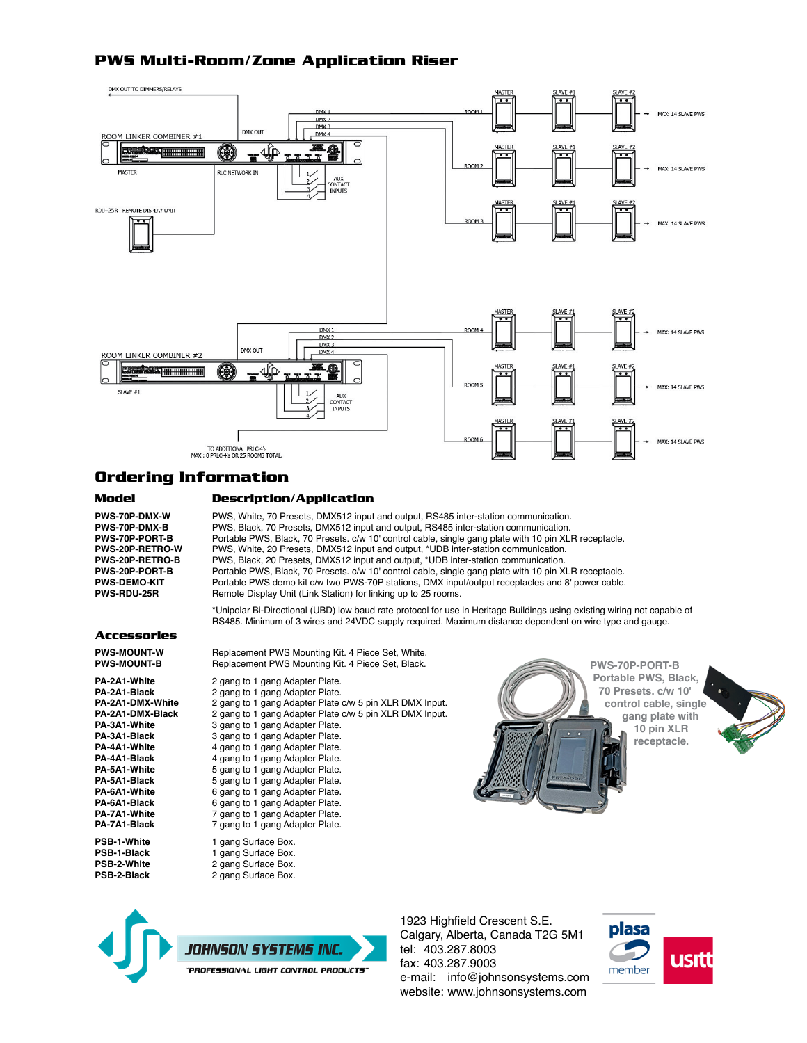## PWS Multi-Room/Zone Application Riser

DMX OUT TO DIMMERS/RELAYS

ROOM LINKER COMBINER #1

DMX OUT

DMX 1
DMX 2
DMX 3
DMX 4

MASTER

RLC NETWORK IN

AUX CONTACT INPUTS

RDU-25R - REMOTE DISPLAY UNIT

ROOM 1 MASTER SLAVE #1 SLAVE #2 MAX: 14 SLAVE PWS

ROOM 2 MASTER SLAVE #1 SLAVE #2 MAX: 14 SLAVE PWS

ROOM 3 MASTER SLAVE #1 SLAVE #2 MAX: 14 SLAVE PWS

ROOM LINKER COMBINER #2

DMX OUT

SLAVE #1

AUX CONTACT INPUTS

ROOM 4 MASTER SLAVE #1 SLAVE #2 MAX: 14 SLAVE PWS

ROOM 5 MASTER SLAVE #1 SLAVE #2 MAX: 14 SLAVE PWS

ROOM 6 MASTER SLAVE #1 SLAVE #2 MAX: 14 SLAVE PWS

TO ADDITIONAL PRLC-4's
MAX : 8 PRLC-4's OR 25 ROOMS TOTAL

## Ordering Information

| Model | Description/Application |
|---|---|
| **PWS-70P-DMX-W** | PWS, White, 70 Presets, DMX512 input and output, RS485 inter-station communication. |
| **PWS-70P-DMX-B** | PWS, Black, 70 Presets, DMX512 input and output, RS485 inter-station communication. |
| **PWS-70P-PORT-B** | Portable PWS, Black, 70 Presets. c/w 10' control cable, single gang plate with 10 pin XLR receptacle. |
| **PWS-20P-RETRO-W** | PWS, White, 20 Presets, DMX512 input and output, *UDB inter-station communication. |
| **PWS-20P-RETRO-B** | PWS, Black, 20 Presets, DMX512 input and output, *UDB inter-station communication. |
| **PWS-20P-PORT-B** | Portable PWS, Black, 70 Presets. c/w 10' control cable, single gang plate with 10 pin XLR receptacle. |
| **PWS-DEMO-KIT** | Portable PWS demo kit c/w two PWS-70P stations, DMX input/output receptacles and 8' power cable. |
| **PWS-RDU-25R** | Remote Display Unit (Link Station) for linking up to 25 rooms. |

*Unipolar Bi-Directional (UBD) low baud rate protocol for use in Heritage Buildings using existing wiring not capable of RS485. Minimum of 3 wires and 24VDC supply required. Maximum distance dependent on wire type and gauge.

### Accessories

| | |
|---|---|
| **PWS-MOUNT-W** | Replacement PWS Mounting Kit. 4 Piece Set, White. |
| **PWS-MOUNT-B** | Replacement PWS Mounting Kit. 4 Piece Set, Black. |
| **PA-2A1-White** | 2 gang to 1 gang Adapter Plate. |
| **PA-2A1-Black** | 2 gang to 1 gang Adapter Plate. |
| **PA-2A1-DMX-White** | 2 gang to 1 gang Adapter Plate c/w 5 pin XLR DMX Input. |
| **PA-2A1-DMX-Black** | 2 gang to 1 gang Adapter Plate c/w 5 pin XLR DMX Input. |
| **PA-3A1-White** | 3 gang to 1 gang Adapter Plate. |
| **PA-3A1-Black** | 3 gang to 1 gang Adapter Plate. |
| **PA-4A1-White** | 4 gang to 1 gang Adapter Plate. |
| **PA-4A1-Black** | 4 gang to 1 gang Adapter Plate. |
| **PA-5A1-White** | 5 gang to 1 gang Adapter Plate. |
| **PA-5A1-Black** | 5 gang to 1 gang Adapter Plate. |
| **PA-6A1-White** | 6 gang to 1 gang Adapter Plate. |
| **PA-6A1-Black** | 6 gang to 1 gang Adapter Plate. |
| **PA-7A1-White** | 7 gang to 1 gang Adapter Plate. |
| **PA-7A1-Black** | 7 gang to 1 gang Adapter Plate. |
| **PSB-1-White** | 1 gang Surface Box. |
| **PSB-1-Black** | 1 gang Surface Box. |
| **PSB-2-White** | 2 gang Surface Box. |
| **PSB-2-Black** | 2 gang Surface Box. |

PWS-70P-PORT-B Portable PWS, Black, 70 Presets. c/w 10' control cable, single gang plate with 10 pin XLR receptacle.

JOHNSON SYSTEMS INC.
"PROFESSIONAL LIGHT CONTROL PRODUCTS"

1923 Highfield Crescent S.E.
Calgary, Alberta, Canada T2G 5M1
tel: 403.287.8003
fax: 403.287.9003
e-mail: info@johnsonsystems.com
website: www.johnsonsystems.com

plasa member

usitt